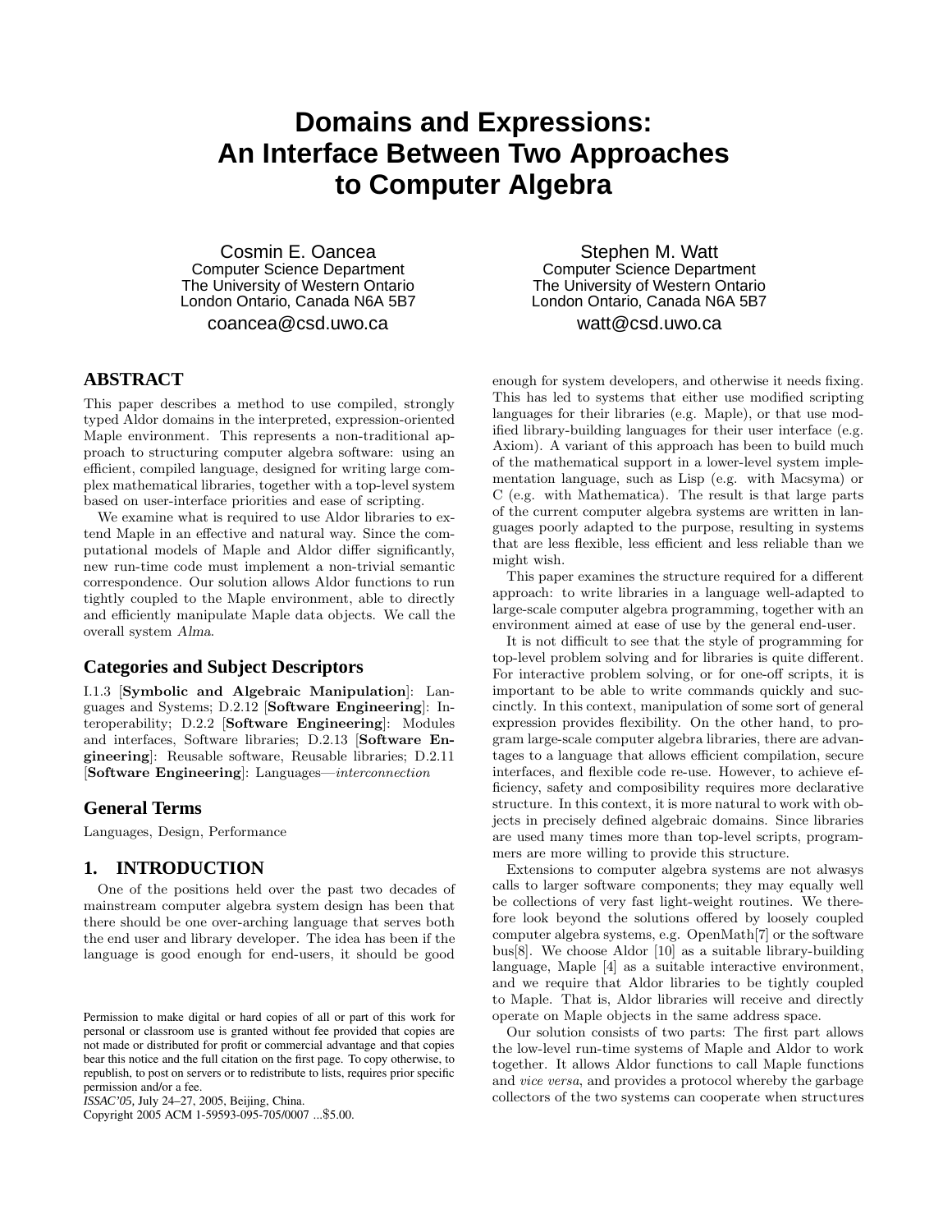# Domains and Expressions: An Interface Between Two Approaches to Computer Algebra

Cosmin E. Oancea
Computer Science Department
The University of Western Ontario
London Ontario, Canada N6A 5B7
coancea@csd.uwo.ca

Stephen M. Watt
Computer Science Department
The University of Western Ontario
London Ontario, Canada N6A 5B7
watt@csd.uwo.ca

## ABSTRACT

This paper describes a method to use compiled, strongly typed Aldor domains in the interpreted, expression-oriented Maple environment. This represents a non-traditional approach to structuring computer algebra software: using an efficient, compiled language, designed for writing large complex mathematical libraries, together with a top-level system based on user-interface priorities and ease of scripting.

We examine what is required to use Aldor libraries to extend Maple in an effective and natural way. Since the computational models of Maple and Aldor differ significantly, new run-time code must implement a non-trivial semantic correspondence. Our solution allows Aldor functions to run tightly coupled to the Maple environment, able to directly and efficiently manipulate Maple data objects. We call the overall system *Alma*.

## Categories and Subject Descriptors

I.1.3 [**Symbolic and Algebraic Manipulation**]: Languages and Systems; D.2.12 [**Software Engineering**]: Interoperability; D.2.2 [**Software Engineering**]: Modules and interfaces, Software libraries; D.2.13 [**Software Engineering**]: Reusable software, Reusable libraries; D.2.11 [**Software Engineering**]: Languages—*interconnection*

## General Terms

Languages, Design, Performance

## 1. INTRODUCTION

One of the positions held over the past two decades of mainstream computer algebra system design has been that there should be one over-arching language that serves both the end user and library developer. The idea has been if the language is good enough for end-users, it should be good enough for system developers, and otherwise it needs fixing. This has led to systems that either use modified scripting languages for their libraries (e.g. Maple), or that use modified library-building languages for their user interface (e.g. Axiom). A variant of this approach has been to build much of the mathematical support in a lower-level system implementation language, such as Lisp (e.g. with Macsyma) or C (e.g. with Mathematica). The result is that large parts of the current computer algebra systems are written in languages poorly adapted to the purpose, resulting in systems that are less flexible, less efficient and less reliable than we might wish.

This paper examines the structure required for a different approach: to write libraries in a language well-adapted to large-scale computer algebra programming, together with an environment aimed at ease of use by the general end-user.

It is not difficult to see that the style of programming for top-level problem solving and for libraries is quite different. For interactive problem solving, or for one-off scripts, it is important to be able to write commands quickly and succinctly. In this context, manipulation of some sort of general expression provides flexibility. On the other hand, to program large-scale computer algebra libraries, there are advantages to a language that allows efficient compilation, secure interfaces, and flexible code re-use. However, to achieve efficiency, safety and composibility requires more declarative structure. In this context, it is more natural to work with objects in precisely defined algebraic domains. Since libraries are used many times more than top-level scripts, programmers are more willing to provide this structure.

Extensions to computer algebra systems are not alwasys calls to larger software components; they may equally well be collections of very fast light-weight routines. We therefore look beyond the solutions offered by loosely coupled computer algebra systems, e.g. OpenMath[7] or the software bus[8]. We choose Aldor [10] as a suitable library-building language, Maple [4] as a suitable interactive environment, and we require that Aldor libraries to be tightly coupled to Maple. That is, Aldor libraries will receive and directly operate on Maple objects in the same address space.

Our solution consists of two parts: The first part allows the low-level run-time systems of Maple and Aldor to work together. It allows Aldor functions to call Maple functions and *vice versa*, and provides a protocol whereby the garbage collectors of the two systems can cooperate when structures

Permission to make digital or hard copies of all or part of this work for personal or classroom use is granted without fee provided that copies are not made or distributed for profit or commercial advantage and that copies bear this notice and the full citation on the first page. To copy otherwise, to republish, to post on servers or to redistribute to lists, requires prior specific permission and/or a fee.
*ISSAC'05,* July 24–27, 2005, Beijing, China.
Copyright 2005 ACM 1-59593-095-705/0007 ...$5.00.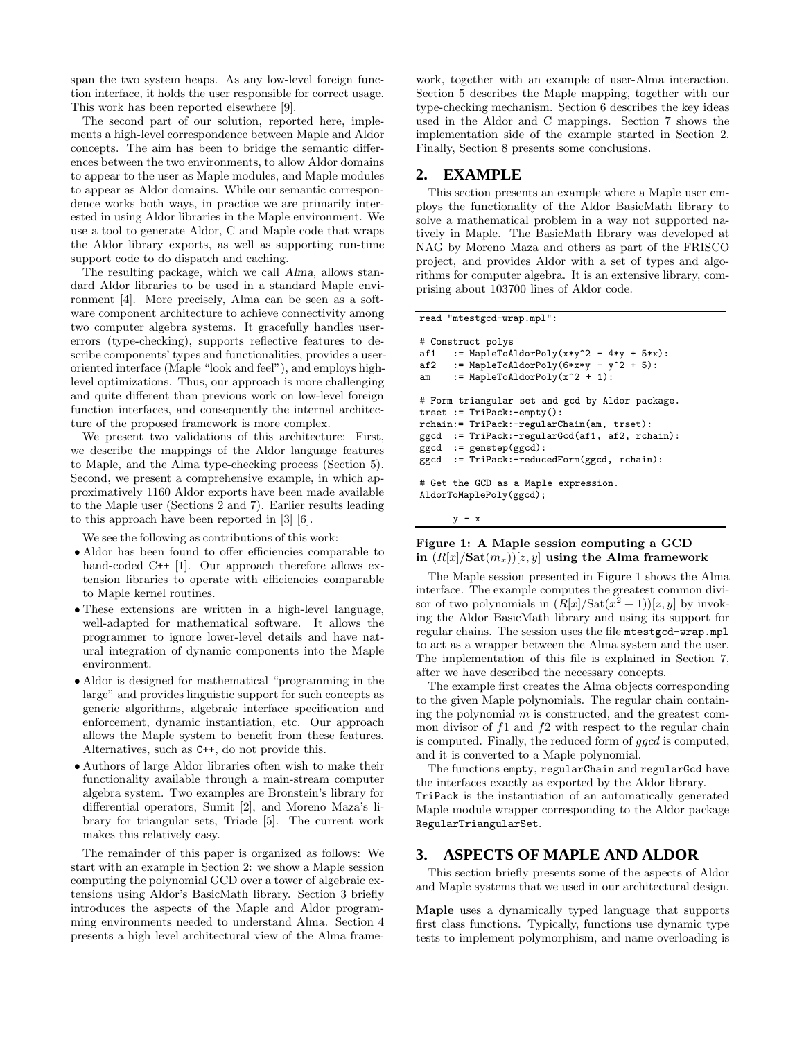span the two system heaps. As any low-level foreign function interface, it holds the user responsible for correct usage. This work has been reported elsewhere [9].

The second part of our solution, reported here, implements a high-level correspondence between Maple and Aldor concepts. The aim has been to bridge the semantic differences between the two environments, to allow Aldor domains to appear to the user as Maple modules, and Maple modules to appear as Aldor domains. While our semantic correspondence works both ways, in practice we are primarily interested in using Aldor libraries in the Maple environment. We use a tool to generate Aldor, C and Maple code that wraps the Aldor library exports, as well as supporting run-time support code to do dispatch and caching.

The resulting package, which we call *Alma*, allows standard Aldor libraries to be used in a standard Maple environment [4]. More precisely, Alma can be seen as a software component architecture to achieve connectivity among two computer algebra systems. It gracefully handles user-errors (type-checking), supports reflective features to describe components' types and functionalities, provides a user-oriented interface (Maple "look and feel"), and employs high-level optimizations. Thus, our approach is more challenging and quite different than previous work on low-level foreign function interfaces, and consequently the internal architecture of the proposed framework is more complex.

We present two validations of this architecture: First, we describe the mappings of the Aldor language features to Maple, and the Alma type-checking process (Section 5). Second, we present a comprehensive example, in which approximatively 1160 Aldor exports have been made available to the Maple user (Sections 2 and 7). Earlier results leading to this approach have been reported in [3] [6].

We see the following as contributions of this work:

- Aldor has been found to offer efficiencies comparable to hand-coded C++ [1]. Our approach therefore allows extension libraries to operate with efficiencies comparable to Maple kernel routines.
- These extensions are written in a high-level language, well-adapted for mathematical software. It allows the programmer to ignore lower-level details and have natural integration of dynamic components into the Maple environment.
- Aldor is designed for mathematical "programming in the large" and provides linguistic support for such concepts as generic algorithms, algebraic interface specification and enforcement, dynamic instantiation, etc. Our approach allows the Maple system to benefit from these features. Alternatives, such as C++, do not provide this.
- Authors of large Aldor libraries often wish to make their functionality available through a main-stream computer algebra system. Two examples are Bronstein's library for differential operators, Sumit [2], and Moreno Maza's library for triangular sets, Triade [5]. The current work makes this relatively easy.

The remainder of this paper is organized as follows: We start with an example in Section 2: we show a Maple session computing the polynomial GCD over a tower of algebraic extensions using Aldor's BasicMath library. Section 3 briefly introduces the aspects of the Maple and Aldor programming environments needed to understand Alma. Section 4 presents a high level architectural view of the Alma framework, together with an example of user-Alma interaction. Section 5 describes the Maple mapping, together with our type-checking mechanism. Section 6 describes the key ideas used in the Aldor and C mappings. Section 7 shows the implementation side of the example started in Section 2. Finally, Section 8 presents some conclusions.

## 2. EXAMPLE

This section presents an example where a Maple user employs the functionality of the Aldor BasicMath library to solve a mathematical problem in a way not supported natively in Maple. The BasicMath library was developed at NAG by Moreno Maza and others as part of the FRISCO project, and provides Aldor with a set of types and algorithms for computer algebra. It is an extensive library, comprising about 103700 lines of Aldor code.

```
read "mtestgcd-wrap.mpl":

# Construct polys
af1   := MapleToAldorPoly(x*y^2 - 4*y + 5*x):
af2   := MapleToAldorPoly(6*x*y - y^2 + 5):
am    := MapleToAldorPoly(x^2 + 1):

# Form triangular set and gcd by Aldor package.
trset := TriPack:-empty():
rchain:= TriPack:-regularChain(am, trset):
ggcd  := TriPack:-regularGcd(af1, af2, rchain):
ggcd  := genstep(ggcd):
ggcd  := TriPack:-reducedForm(ggcd, rchain):

# Get the GCD as a Maple expression.
AldorToMaplePoly(ggcd);

      y - x
```

**Figure 1: A Maple session computing a GCD in $(R[x]/\mathbf{Sat}(m_x))[z,y]$ using the Alma framework**

The Maple session presented in Figure 1 shows the Alma interface. The example computes the greatest common divisor of two polynomials in $(R[x]/\mathrm{Sat}(x^2+1))[z,y]$ by invoking the Aldor BasicMath library and using its support for regular chains. The session uses the file `mtestgcd-wrap.mpl` to act as a wrapper between the Alma system and the user. The implementation of this file is explained in Section 7, after we have described the necessary concepts.

The example first creates the Alma objects corresponding to the given Maple polynomials. The regular chain containing the polynomial $m$ is constructed, and the greatest common divisor of $f1$ and $f2$ with respect to the regular chain is computed. Finally, the reduced form of *ggcd* is computed, and it is converted to a Maple polynomial.

The functions `empty`, `regularChain` and `regularGcd` have the interfaces exactly as exported by the Aldor library. `TriPack` is the instantiation of an automatically generated Maple module wrapper corresponding to the Aldor package `RegularTriangularSet`.

## 3. ASPECTS OF MAPLE AND ALDOR

This section briefly presents some of the aspects of Aldor and Maple systems that we used in our architectural design.

**Maple** uses a dynamically typed language that supports first class functions. Typically, functions use dynamic type tests to implement polymorphism, and name overloading is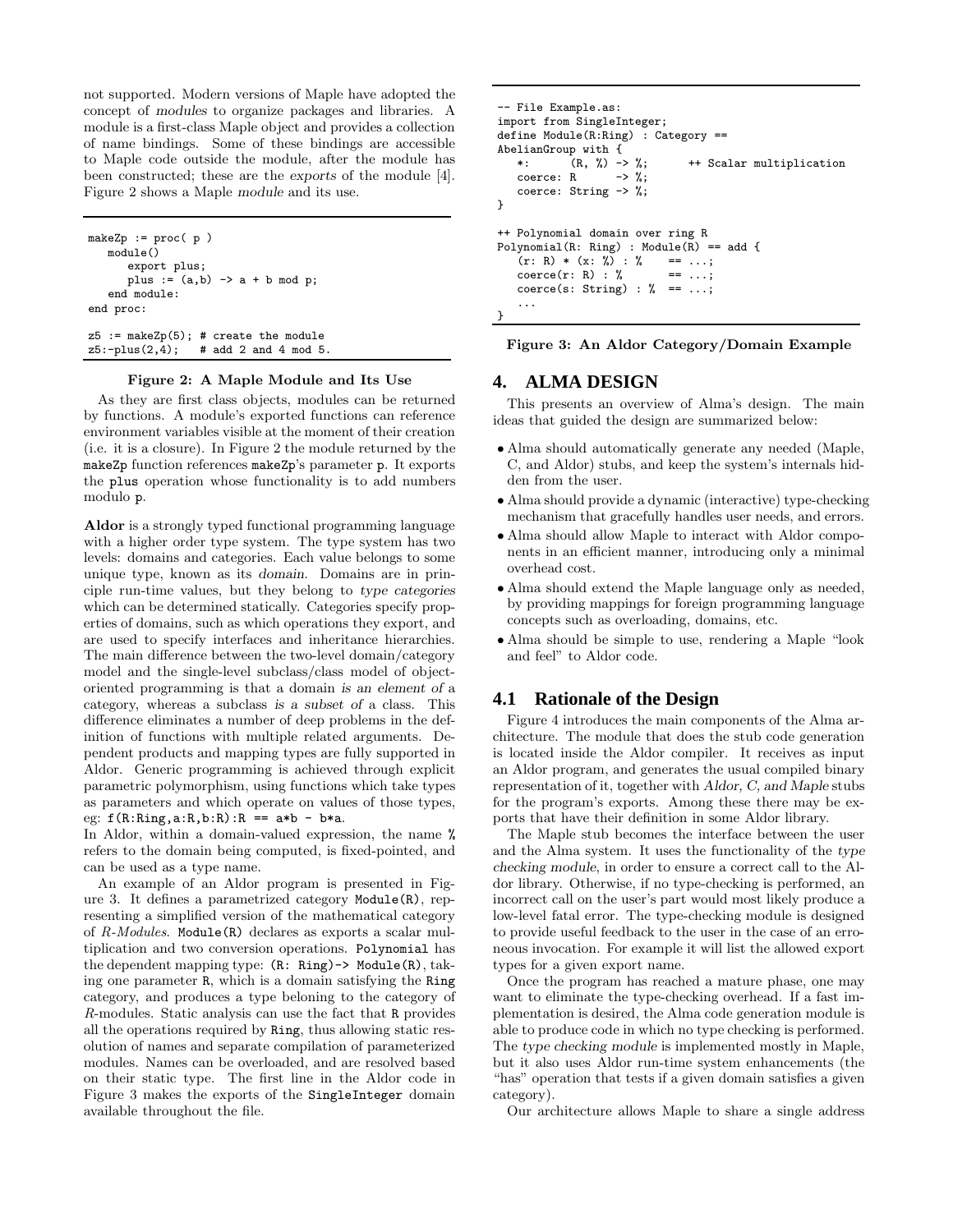not supported. Modern versions of Maple have adopted the concept of *modules* to organize packages and libraries. A module is a first-class Maple object and provides a collection of name bindings. Some of these bindings are accessible to Maple code outside the module, after the module has been constructed; these are the *exports* of the module [4]. Figure 2 shows a Maple *module* and its use.

```
makeZp := proc( p )
   module()
      export plus;
      plus := (a,b) -> a + b mod p;
   end module:
end proc:

z5 := makeZp(5); # create the module
z5:-plus(2,4);   # add 2 and 4 mod 5.
```

**Figure 2: A Maple Module and Its Use**

As they are first class objects, modules can be returned by functions. A module's exported functions can reference environment variables visible at the moment of their creation (i.e. it is a closure). In Figure 2 the module returned by the `makeZp` function references `makeZp`'s parameter `p`. It exports the `plus` operation whose functionality is to add numbers modulo `p`.

**Aldor** is a strongly typed functional programming language with a higher order type system. The type system has two levels: domains and categories. Each value belongs to some unique type, known as its *domain*. Domains are in principle run-time values, but they belong to *type categories* which can be determined statically. Categories specify properties of domains, such as which operations they export, and are used to specify interfaces and inheritance hierarchies. The main difference between the two-level domain/category model and the single-level subclass/class model of object-oriented programming is that a domain *is an element of* a category, whereas a subclass *is a subset of* a class. This difference eliminates a number of deep problems in the definition of functions with multiple related arguments. Dependent products and mapping types are fully supported in Aldor. Generic programming is achieved through explicit parametric polymorphism, using functions which take types as parameters and which operate on values of those types, eg: `f(R:Ring,a:R,b:R):R == a*b - b*a`.

In Aldor, within a domain-valued expression, the name `%` refers to the domain being computed, is fixed-pointed, and can be used as a type name.

An example of an Aldor program is presented in Figure 3. It defines a parametrized category `Module(R)`, representing a simplified version of the mathematical category of *R-Modules*. `Module(R)` declares as exports a scalar multiplication and two conversion operations. `Polynomial` has the dependent mapping type: `(R: Ring)-> Module(R)`, taking one parameter `R`, which is a domain satisfying the `Ring` category, and produces a type belonging to the category of *R*-modules. Static analysis can use the fact that `R` provides all the operations required by `Ring`, thus allowing static resolution of names and separate compilation of parameterized modules. Names can be overloaded, and are resolved based on their static type. The first line in the Aldor code in Figure 3 makes the exports of the `SingleInteger` domain available throughout the file.

```
-- File Example.as:
import from SingleInteger;
define Module(R:Ring) : Category ==
AbelianGroup with {
   *:      (R, %) -> %;      ++ Scalar multiplication
   coerce: R      -> %;
   coerce: String -> %;
}

++ Polynomial domain over ring R
Polynomial(R: Ring) : Module(R) == add {
   (r: R) * (x: %) : %    == ...;
   coerce(r: R) : %       == ...;
   coerce(s: String) : %  == ...;
   ...
}
```

**Figure 3: An Aldor Category/Domain Example**

# 4. ALMA DESIGN

This presents an overview of Alma's design. The main ideas that guided the design are summarized below:

- Alma should automatically generate any needed (Maple, C, and Aldor) stubs, and keep the system's internals hidden from the user.
- Alma should provide a dynamic (interactive) type-checking mechanism that gracefully handles user needs, and errors.
- Alma should allow Maple to interact with Aldor components in an efficient manner, introducing only a minimal overhead cost.
- Alma should extend the Maple language only as needed, by providing mappings for foreign programming language concepts such as overloading, domains, etc.
- Alma should be simple to use, rendering a Maple "look and feel" to Aldor code.

## 4.1 Rationale of the Design

Figure 4 introduces the main components of the Alma architecture. The module that does the stub code generation is located inside the Aldor compiler. It receives as input an Aldor program, and generates the usual compiled binary representation of it, together with *Aldor, C, and Maple* stubs for the program's exports. Among these there may be exports that have their definition in some Aldor library.

The Maple stub becomes the interface between the user and the Alma system. It uses the functionality of the *type checking module*, in order to ensure a correct call to the Aldor library. Otherwise, if no type-checking is performed, an incorrect call on the user's part would most likely produce a low-level fatal error. The type-checking module is designed to provide useful feedback to the user in the case of an erroneous invocation. For example it will list the allowed export types for a given export name.

Once the program has reached a mature phase, one may want to eliminate the type-checking overhead. If a fast implementation is desired, the Alma code generation module is able to produce code in which no type checking is performed. The *type checking module* is implemented mostly in Maple, but it also uses Aldor run-time system enhancements (the "has" operation that tests if a given domain satisfies a given category).

Our architecture allows Maple to share a single address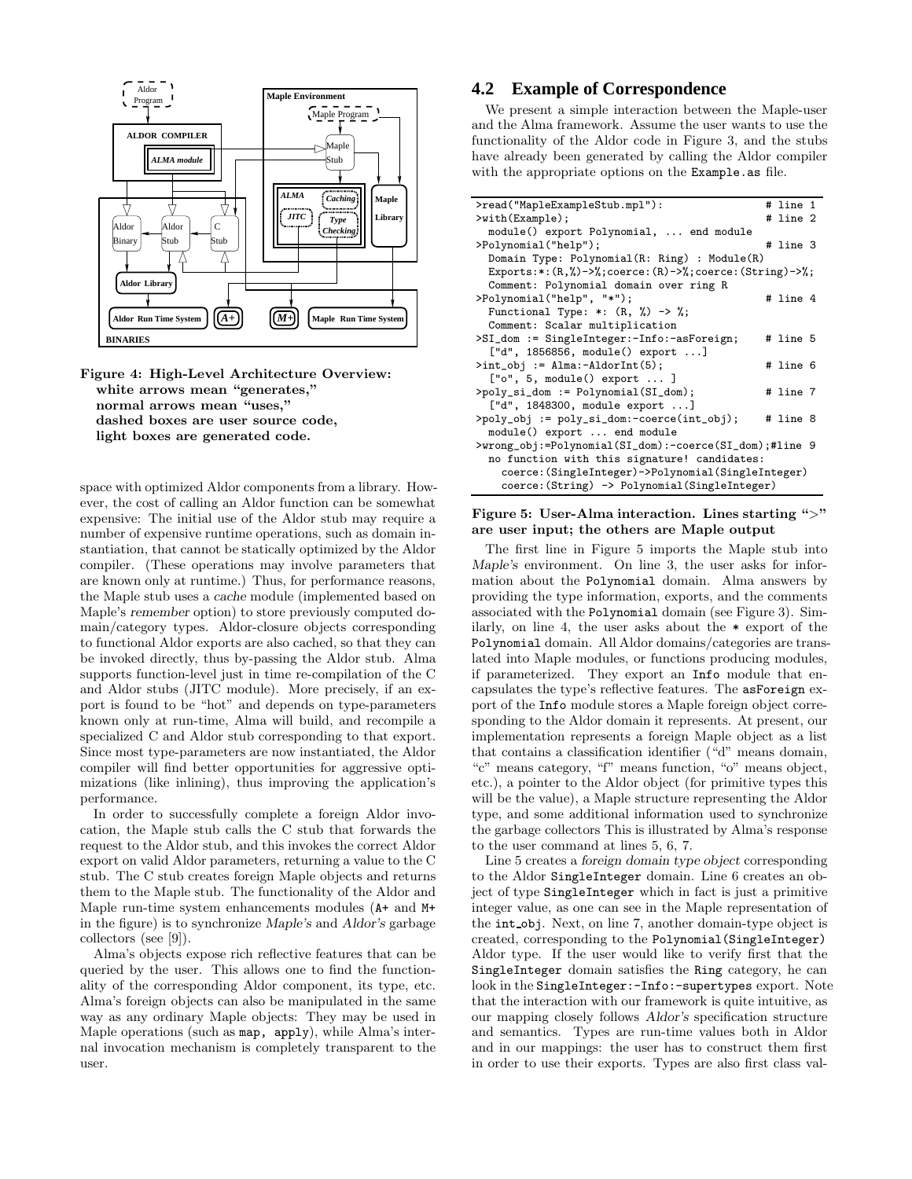Figure 4: High-Level Architecture Overview: white arrows mean "generates," normal arrows mean "uses," dashed boxes are user source code, light boxes are generated code.

space with optimized Aldor components from a library. However, the cost of calling an Aldor function can be somewhat expensive: The initial use of the Aldor stub may require a number of expensive runtime operations, such as domain instantiation, that cannot be statically optimized by the Aldor compiler. (These operations may involve parameters that are known only at runtime.) Thus, for performance reasons, the Maple stub uses a *cache* module (implemented based on Maple's *remember* option) to store previously computed domain/category types. Aldor-closure objects corresponding to functional Aldor exports are also cached, so that they can be invoked directly, thus by-passing the Aldor stub. Alma supports function-level just in time re-compilation of the C and Aldor stubs (JITC module). More precisely, if an export is found to be "hot" and depends on type-parameters known only at run-time, Alma will build, and recompile a specialized C and Aldor stub corresponding to that export. Since most type-parameters are now instantiated, the Aldor compiler will find better opportunities for aggressive optimizations (like inlining), thus improving the application's performance.

In order to successfully complete a foreign Aldor invocation, the Maple stub calls the C stub that forwards the request to the Aldor stub, and this invokes the correct Aldor export on valid Aldor parameters, returning a value to the C stub. The C stub creates foreign Maple objects and returns them to the Maple stub. The functionality of the Aldor and Maple run-time system enhancements modules (`A+` and `M+` in the figure) is to synchronize *Maple's* and *Aldor's* garbage collectors (see [9]).

Alma's objects expose rich reflective features that can be queried by the user. This allows one to find the functionality of the corresponding Aldor component, its type, etc. Alma's foreign objects can also be manipulated in the same way as any ordinary Maple objects: They may be used in Maple operations (such as `map, apply`), while Alma's internal invocation mechanism is completely transparent to the user.

## 4.2 Example of Correspondence

We present a simple interaction between the Maple-user and the Alma framework. Assume the user wants to use the functionality of the Aldor code in Figure 3, and the stubs have already been generated by calling the Aldor compiler with the appropriate options on the `Example.as` file.

```
>read("MapleExampleStub.mpl"):                       # line 1
>with(Example);                                      # line 2
  module() export Polynomial, ... end module
>Polynomial("help");                                 # line 3
  Domain Type: Polynomial(R: Ring) : Module(R)
  Exports:*:(R,%)->%;coerce:(R)->%;coerce:(String)->%;
  Comment: Polynomial domain over ring R
>Polynomial("help", "*");                            # line 4
  Functional Type: *: (R, %) -> %;
  Comment: Scalar multiplication
>SI_dom := SingleInteger:-Info:-asForeign;           # line 5
  ["d", 1856856, module() export ...]
>int_obj := Alma:-AldorInt(5);                       # line 6
  ["o", 5, module() export ... ]
>poly_si_dom := Polynomial(SI_dom);                  # line 7
  ["d", 1848300, module export ...]
>poly_obj := poly_si_dom:-coerce(int_obj);           # line 8
  module() export ... end module
>wrong_obj:=Polynomial(SI_dom):-coerce(SI_dom);#line 9
  no function with this signature! candidates:
    coerce:(SingleInteger)->Polynomial(SingleInteger)
    coerce:(String) -> Polynomial(SingleInteger)
```

**Figure 5: User-Alma interaction. Lines starting ">" are user input; the others are Maple output**

The first line in Figure 5 imports the Maple stub into *Maple's* environment. On line 3, the user asks for information about the `Polynomial` domain. Alma answers by providing the type information, exports, and the comments associated with the `Polynomial` domain (see Figure 3). Similarly, on line 4, the user asks about the `*` export of the `Polynomial` domain. All Aldor domains/categories are translated into Maple modules, or functions producing modules, if parameterized. They export an `Info` module that encapsulates the type's reflective features. The `asForeign` export of the `Info` module stores a Maple foreign object corresponding to the Aldor domain it represents. At present, our implementation represents a foreign Maple object as a list that contains a classification identifier ("d" means domain, "c" means category, "f" means function, "o" means object, etc.), a pointer to the Aldor object (for primitive types this will be the value), a Maple structure representing the Aldor type, and some additional information used to synchronize the garbage collectors This is illustrated by Alma's response to the user command at lines 5, 6, 7.

Line 5 creates a *foreign domain type object* corresponding to the Aldor `SingleInteger` domain. Line 6 creates an object of type `SingleInteger` which in fact is just a primitive integer value, as one can see in the Maple representation of the `int_obj`. Next, on line 7, another domain-type object is created, corresponding to the `Polynomial(SingleInteger)` Aldor type. If the user would like to verify first that the `SingleInteger` domain satisfies the `Ring` category, he can look in the `SingleInteger:-Info:-supertypes` export. Note that the interaction with our framework is quite intuitive, as our mapping closely follows *Aldor's* specification structure and semantics. Types are run-time values both in Aldor and in our mappings: the user has to construct them first in order to use their exports. Types are also first class val-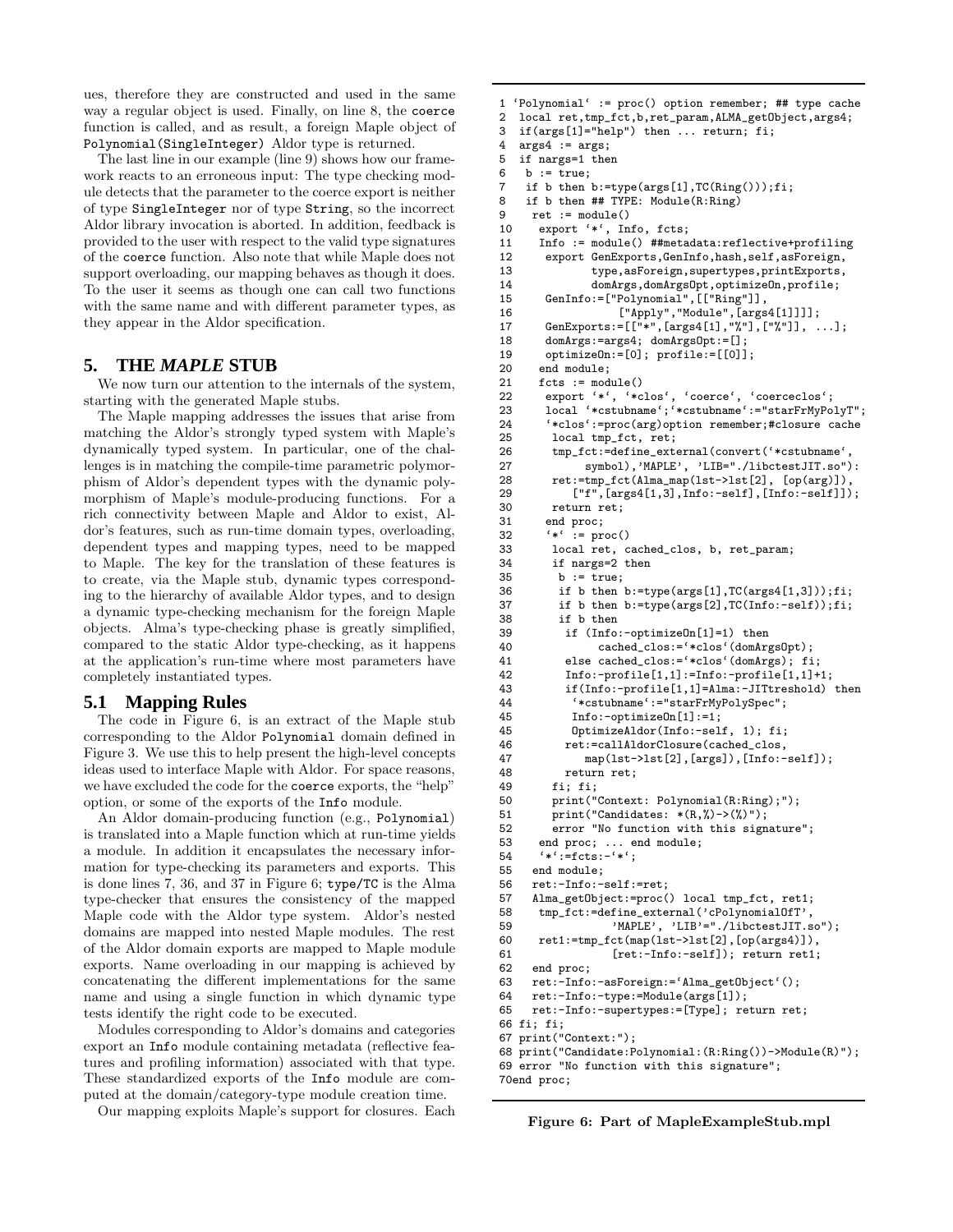ues, therefore they are constructed and used in the same way a regular object is used. Finally, on line 8, the `coerce` function is called, and as result, a foreign Maple object of `Polynomial(SingleInteger)` Aldor type is returned.

The last line in our example (line 9) shows how our framework reacts to an erroneous input: The type checking module detects that the parameter to the coerce export is neither of type `SingleInteger` nor of type `String`, so the incorrect Aldor library invocation is aborted. In addition, feedback is provided to the user with respect to the valid type signatures of the `coerce` function. Also note that while Maple does not support overloading, our mapping behaves as though it does. To the user it seems as though one can call two functions with the same name and with different parameter types, as they appear in the Aldor specification.

## 5. THE *MAPLE* STUB

We now turn our attention to the internals of the system, starting with the generated Maple stubs.

The Maple mapping addresses the issues that arise from matching the Aldor's strongly typed system with Maple's dynamically typed system. In particular, one of the challenges is in matching the compile-time parametric polymorphism of Aldor's dependent types with the dynamic polymorphism of Maple's module-producing functions. For a rich connectivity between Maple and Aldor to exist, Aldor's features, such as run-time domain types, overloading, dependent types and mapping types, need to be mapped to Maple. The key for the translation of these features is to create, via the Maple stub, dynamic types corresponding to the hierarchy of available Aldor types, and to design a dynamic type-checking mechanism for the foreign Maple objects. Alma's type-checking phase is greatly simplified, compared to the static Aldor type-checking, as it happens at the application's run-time where most parameters have completely instantiated types.

### 5.1 Mapping Rules

The code in Figure 6, is an extract of the Maple stub corresponding to the Aldor `Polynomial` domain defined in Figure 3. We use this to help present the high-level concepts ideas used to interface Maple with Aldor. For space reasons, we have excluded the code for the `coerce` exports, the "help" option, or some of the exports of the `Info` module.

An Aldor domain-producing function (e.g., `Polynomial`) is translated into a Maple function which at run-time yields a module. In addition it encapsulates the necessary information for type-checking its parameters and exports. This is done lines 7, 36, and 37 in Figure 6; `type/TC` is the Alma type-checker that ensures the consistency of the mapped Maple code with the Aldor type system. Aldor's nested domains are mapped into nested Maple modules. The rest of the Aldor domain exports are mapped to Maple module exports. Name overloading in our mapping is achieved by concatenating the different implementations for the same name and using a single function in which dynamic type tests identify the right code to be executed.

Modules corresponding to Aldor's domains and categories export an `Info` module containing metadata (reflective features and profiling information) associated with that type. These standardized exports of the `Info` module are computed at the domain/category-type module creation time.

Our mapping exploits Maple's support for closures. Each

```
1 `Polynomial` := proc() option remember; ## type cache
2  local ret,tmp_fct,b,ret_param,ALMA_getObject,args4;
3  if(args[1]="help") then ... return; fi;
4  args4 := args;
5  if nargs=1 then
6   b := true;
7   if b then b:=type(args[1],TC(Ring()));fi;
8   if b then ## TYPE: Module(R:Ring)
9    ret := module()
10    export `*`, Info, fcts;
11    Info := module() ##metadata:reflective+profiling
12     export GenExports,GenInfo,hash,self,asForeign,
13            type,asForeign,supertypes,printExports,
14            domArgs,domArgsOpt,optimizeOn,profile;
15     GenInfo:=["Polynomial",[["Ring"]],
16                ["Apply","Module",[args4[1]]]];
17     GenExports:=[["*",[args4[1],"%"],["%"]], ...];
18     domArgs:=args4; domArgsOpt:=[];
19     optimizeOn:=[0]; profile:=[[0]];
20    end module;
21    fcts := module()
22     export `*`, `*clos`, `coerce`, `coerceclos`;
23     local `*cstubname`;`*cstubname`:="starFrMyPolyT";
24     `*clos`:=proc(arg)option remember;#closure cache
25      local tmp_fct, ret;
26      tmp_fct:=define_external(convert(`*cstubname`,
27           symbol),'MAPLE', 'LIB'="./libctestJIT.so"):
28      ret:=tmp_fct(Alma_map(lst->lst[2], [op(arg)]),
29         ["f",[args4[1,3],Info:-self],[Info:-self]]);
30      return ret;
31     end proc;
32     `*` := proc()
33      local ret, cached_clos, b, ret_param;
34      if nargs=2 then
35       b := true;
36       if b then b:=type(args[1],TC(args4[1,3]));fi;
37       if b then b:=type(args[2],TC(Info:-self));fi;
38       if b then
39        if (Info:-optimizeOn[1]=1) then
40             cached_clos:=`*clos`(domArgsOpt);
41        else cached_clos:=`*clos`(domArgs); fi;
42        Info:-profile[1,1]:=Info:-profile[1,1]+1;
43        if(Info:-profile[1,1]=Alma:-JITtreshold) then
44         `*cstubname`:="starFrMyPolySpec";
45         Info:-optimizeOn[1]:=1;
45         OptimizeAldor(Info:-self, 1); fi;
46        ret:=callAldorClosure(cached_clos,
47           map(lst->lst[2],[args]),[Info:-self]);
48        return ret;
49      fi; fi;
50      print("Context: Polynomial(R:Ring);");
51      print("Candidates: *(R,%)->(%)");
52      error "No function with this signature";
53    end proc; ... end module;
54    `*`:=fcts:-`*`;
55   end module;
56   ret:-Info:-self:=ret;
57   Alma_getObject:=proc() local tmp_fct, ret1;
58    tmp_fct:=define_external('cPolynomialOfT',
59               'MAPLE', 'LIB'="./libctestJIT.so");
60    ret1:=tmp_fct(map(lst->lst[2],[op(args4)]),
61               [ret:-Info:-self]); return ret1;
62   end proc;
63   ret:-Info:-asForeign:=`Alma_getObject`();
64   ret:-Info:-type:=Module(args[1]);
65   ret:-Info:-supertypes:=[Type]; return ret;
66 fi; fi;
67 print("Context:");
68 print("Candidate:Polynomial:(R:Ring())->Module(R)");
69 error "No function with this signature";
70end proc;
```

**Figure 6: Part of MapleExampleStub.mpl**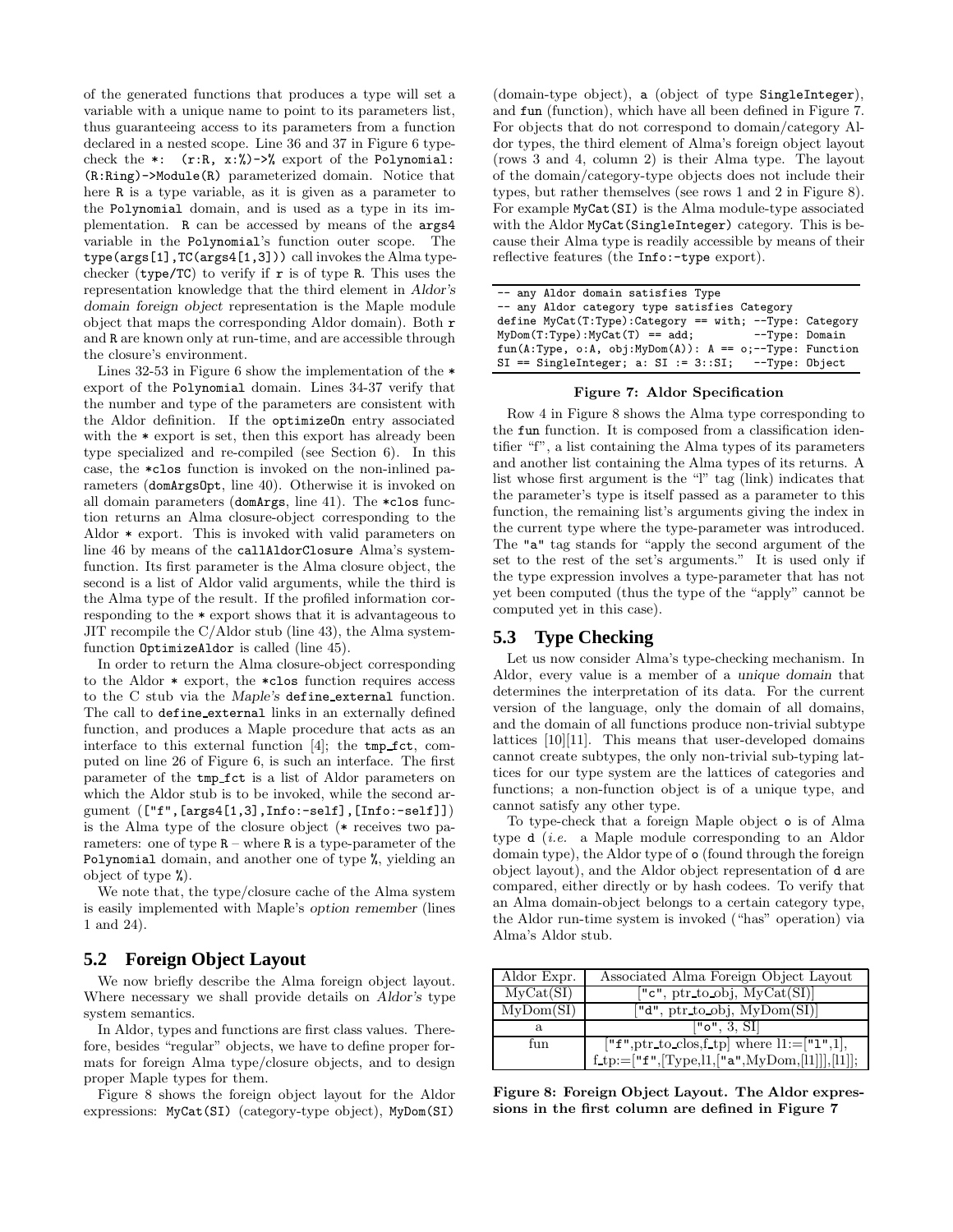of the generated functions that produces a type will set a variable with a unique name to point to its parameters list, thus guaranteeing access to its parameters from a function declared in a nested scope. Line 36 and 37 in Figure 6 type-check the `*: (r:R, x:%)->%` export of the `Polynomial: (R:Ring)->Module(R)` parameterized domain. Notice that here `R` is a type variable, as it is given as a parameter to the `Polynomial` domain, and is used as a type in its implementation. `R` can be accessed by means of the `args4` variable in the `Polynomial`'s function outer scope. The `type(args[1],TC(args4[1,3]))` call invokes the Alma type-checker (`type/TC`) to verify if `r` is of type `R`. This uses the representation knowledge that the third element in *Aldor's domain foreign object* representation is the Maple module object that maps the corresponding Aldor domain). Both `r` and `R` are known only at run-time, and are accessible through the closure's environment.

Lines 32-53 in Figure 6 show the implementation of the `*` export of the `Polynomial` domain. Lines 34-37 verify that the number and type of the parameters are consistent with the Aldor definition. If the `optimizeOn` entry associated with the `*` export is set, then this export has already been type specialized and re-compiled (see Section 6). In this case, the `*clos` function is invoked on the non-inlined parameters (`domArgsOpt`, line 40). Otherwise it is invoked on all domain parameters (`domArgs`, line 41). The `*clos` function returns an Alma closure-object corresponding to the Aldor `*` export. This is invoked with valid parameters on line 46 by means of the `callAldorClosure` Alma's system-function. Its first parameter is the Alma closure object, the second is a list of Aldor valid arguments, while the third is the Alma type of the result. If the profiled information corresponding to the `*` export shows that it is advantageous to JIT recompile the C/Aldor stub (line 43), the Alma system-function `OptimizeAldor` is called (line 45).

In order to return the Alma closure-object corresponding to the Aldor `*` export, the `*clos` function requires access to the C stub via the *Maple's* `define_external` function. The call to `define_external` links in an externally defined function, and produces a Maple procedure that acts as an interface to this external function [4]; the `tmp_fct`, computed on line 26 of Figure 6, is such an interface. The first parameter of the `tmp_fct` is a list of Aldor parameters on which the Aldor stub is to be invoked, while the second argument (`["f",[args4[1,3],Info:-self],[Info:-self]]`) is the Alma type of the closure object (`*` receives two parameters: one of type `R` – where `R` is a type-parameter of the `Polynomial` domain, and another one of type `%`, yielding an object of type `%`).

We note that, the type/closure cache of the Alma system is easily implemented with Maple's *option remember* (lines 1 and 24).

## 5.2 Foreign Object Layout

We now briefly describe the Alma foreign object layout. Where necessary we shall provide details on *Aldor's* type system semantics.

In Aldor, types and functions are first class values. Therefore, besides "regular" objects, we have to define proper formats for foreign Alma type/closure objects, and to design proper Maple types for them.

Figure 8 shows the foreign object layout for the Aldor expressions: `MyCat(SI)` (category-type object), `MyDom(SI)` (domain-type object), `a` (object of type `SingleInteger`), and `fun` (function), which have all been defined in Figure 7. For objects that do not correspond to domain/category Aldor types, the third element of Alma's foreign object layout (rows 3 and 4, column 2) is their Alma type. The layout of the domain/category-type objects does not include their types, but rather themselves (see rows 1 and 2 in Figure 8). For example `MyCat(SI)` is the Alma module-type associated with the Aldor `MyCat(SingleInteger)` category. This is because their Alma type is readily accessible by means of their reflective features (the `Info:-type` export).

```
-- any Aldor domain satisfies Type
-- any Aldor category type satisfies Category
define MyCat(T:Type):Category == with; --Type: Category
MyDom(T:Type):MyCat(T) == add;         --Type: Domain
fun(A:Type, o:A, obj:MyDom(A)): A == o;--Type: Function
SI == SingleInteger; a: SI := 3::SI;   --Type: Object
```

**Figure 7: Aldor Specification**

Row 4 in Figure 8 shows the Alma type corresponding to the `fun` function. It is composed from a classification identifier "f", a list containing the Alma types of its parameters and another list containing the Alma types of its returns. A list whose first argument is the "l" tag (link) indicates that the parameter's type is itself passed as a parameter to this function, the remaining list's arguments giving the index in the current type where the type-parameter was introduced. The `"a"` tag stands for "apply the second argument of the set to the rest of the set's arguments." It is used only if the type expression involves a type-parameter that has not yet been computed (thus the type of the "apply" cannot be computed yet in this case).

## 5.3 Type Checking

Let us now consider Alma's type-checking mechanism. In Aldor, every value is a member of a *unique domain* that determines the interpretation of its data. For the current version of the language, only the domain of all domains, and the domain of all functions produce non-trivial subtype lattices [10][11]. This means that user-developed domains cannot create subtypes, the only non-trivial sub-typing lattices for our type system are the lattices of categories and functions; a non-function object is of a unique type, and cannot satisfy any other type.

To type-check that a foreign Maple object `o` is of Alma type `d` (*i.e.* a Maple module corresponding to an Aldor domain type), the Aldor type of `o` (found through the foreign object layout), and the Aldor object representation of `d` are compared, either directly or by hash codees. To verify that an Alma domain-object belongs to a certain category type, the Aldor run-time system is invoked ("has" operation) via Alma's Aldor stub.

| Aldor Expr. | Associated Alma Foreign Object Layout |
|---|---|
| MyCat(SI) | ["c", ptr_to_obj, MyCat(SI)] |
| MyDom(SI) | ["d", ptr_to_obj, MyDom(SI)] |
| a | ["o", 3, SI] |
| fun | ["f",ptr_to_clos,f_tp] where l1:=["l",1], f_tp:=["f",[Type,l1,["a",MyDom,[l1]]],[l1]]; |

**Figure 8: Foreign Object Layout. The Aldor expressions in the first column are defined in Figure 7**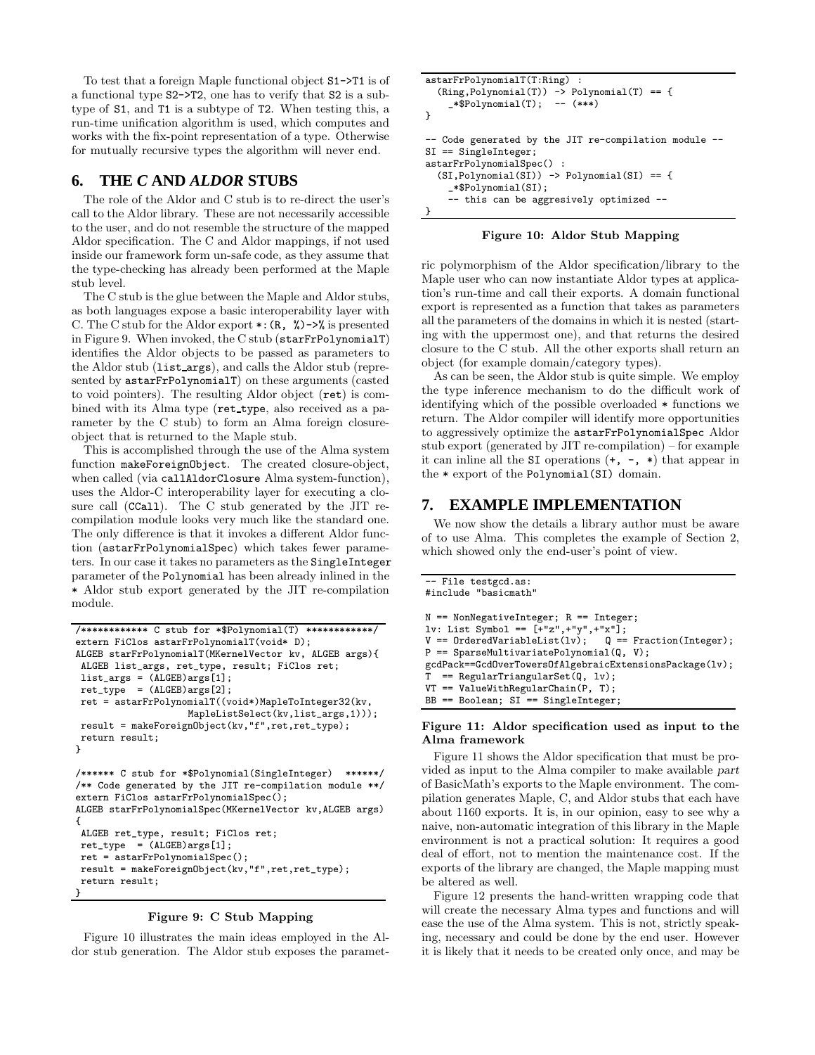To test that a foreign Maple functional object `S1->T1` is of a functional type `S2->T2`, one has to verify that `S2` is a subtype of `S1`, and `T1` is a subtype of `T2`. When testing this, a run-time unification algorithm is used, which computes and works with the fix-point representation of a type. Otherwise for mutually recursive types the algorithm will never end.

## 6. THE *C* AND *ALDOR* STUBS

The role of the Aldor and C stub is to re-direct the user's call to the Aldor library. These are not necessarily accessible to the user, and do not resemble the structure of the mapped Aldor specification. The C and Aldor mappings, if not used inside our framework form un-safe code, as they assume that the type-checking has already been performed at the Maple stub level.

The C stub is the glue between the Maple and Aldor stubs, as both languages expose a basic interoperability layer with C. The C stub for the Aldor export `*:(R, %)->%` is presented in Figure 9. When invoked, the C stub (`starFrPolynomialT`) identifies the Aldor objects to be passed as parameters to the Aldor stub (`list_args`), and calls the Aldor stub (represented by `astarFrPolynomialT`) on these arguments (casted to void pointers). The resulting Aldor object (`ret`) is combined with its Alma type (`ret_type`, also received as a parameter by the C stub) to form an Alma foreign closure-object that is returned to the Maple stub.

This is accomplished through the use of the Alma system function `makeForeignObject`. The created closure-object, when called (via `callAldorClosure` Alma system-function), uses the Aldor-C interoperability layer for executing a closure call (`CCall`). The C stub generated by the JIT re-compilation module looks very much like the standard one. The only difference is that it invokes a different Aldor function (`astarFrPolynomialSpec`) which takes fewer parameters. In our case it takes no parameters as the `SingleInteger` parameter of the `Polynomial` has been already inlined in the `*` Aldor stub export generated by the JIT re-compilation module.

```
/************ C stub for *$Polynomial(T) ************/
extern FiClos astarFrPolynomialT(void* D);
ALGEB starFrPolynomialT(MKernelVector kv, ALGEB args){
 ALGEB list_args, ret_type, result; FiClos ret;
 list_args = (ALGEB)args[1];
 ret_type  = (ALGEB)args[2];
 ret = astarFrPolynomialT((void*)MapleToInteger32(kv,
                   MapleListSelect(kv,list_args,1)));
 result = makeForeignObject(kv,"f",ret,ret_type);
 return result;
}

/****** C stub for *$Polynomial(SingleInteger)  ******/
/** Code generated by the JIT re-compilation module **/
extern FiClos astarFrPolynomialSpec();
ALGEB starFrPolynomialSpec(MKernelVector kv,ALGEB args)
{
 ALGEB ret_type, result; FiClos ret;
 ret_type  = (ALGEB)args[1];
 ret = astarFrPolynomialSpec();
 result = makeForeignObject(kv,"f",ret,ret_type);
 return result;
}
```

**Figure 9: C Stub Mapping**

Figure 10 illustrates the main ideas employed in the Aldor stub generation. The Aldor stub exposes the parametric polymorphism of the Aldor specification/library to the Maple user who can now instantiate Aldor types at application's run-time and call their exports. A domain functional export is represented as a function that takes as parameters all the parameters of the domains in which it is nested (starting with the uppermost one), and that returns the desired closure to the C stub. All the other exports shall return an object (for example domain/category types).

```
astarFrPolynomialT(T:Ring) :
  (Ring,Polynomial(T)) -> Polynomial(T) == {
    _*$Polynomial(T);  -- (***)
}

-- Code generated by the JIT re-compilation module --
SI == SingleInteger;
astarFrPolynomialSpec() :
  (SI,Polynomial(SI)) -> Polynomial(SI) == {
    _*$Polynomial(SI);
    -- this can be aggresively optimized --
}
```

**Figure 10: Aldor Stub Mapping**

As can be seen, the Aldor stub is quite simple. We employ the type inference mechanism to do the difficult work of identifying which of the possible overloaded `*` functions we return. The Aldor compiler will identify more opportunities to aggressively optimize the `astarFrPolynomialSpec` Aldor stub export (generated by JIT re-compilation) – for example it can inline all the `SI` operations (`+, -, *`) that appear in the `*` export of the `Polynomial(SI)` domain.

## 7. EXAMPLE IMPLEMENTATION

We now show the details a library author must be aware of to use Alma. This completes the example of Section 2, which showed only the end-user's point of view.

```
-- File testgcd.as:
#include "basicmath"

N == NonNegativeInteger; R == Integer;
lv: List Symbol == [+"z",+"y",+"x"];
V == OrderedVariableList(lv);   Q == Fraction(Integer);
P == SparseMultivariatePolynomial(Q, V);
gcdPack==GcdOverTowersOfAlgebraicExtensionsPackage(lv);
T  == RegularTriangularSet(Q, lv);
VT == ValueWithRegularChain(P, T);
BB == Boolean; SI == SingleInteger;
```

**Figure 11: Aldor specification used as input to the Alma framework**

Figure 11 shows the Aldor specification that must be provided as input to the Alma compiler to make available *part* of BasicMath's exports to the Maple environment. The compilation generates Maple, C, and Aldor stubs that each have about 1160 exports. It is, in our opinion, easy to see why a naive, non-automatic integration of this library in the Maple environment is not a practical solution: It requires a good deal of effort, not to mention the maintenance cost. If the exports of the library are changed, the Maple mapping must be altered as well.

Figure 12 presents the hand-written wrapping code that will create the necessary Alma types and functions and will ease the use of the Alma system. This is not, strictly speaking, necessary and could be done by the end user. However it is likely that it needs to be created only once, and may be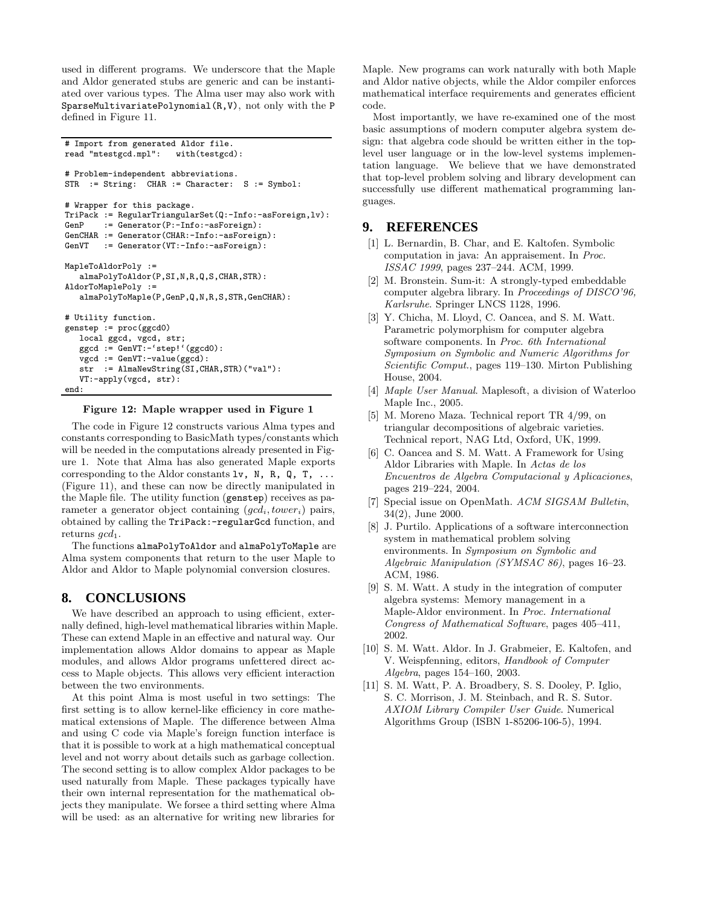used in different programs. We underscore that the Maple and Aldor generated stubs are generic and can be instantiated over various types. The Alma user may also work with `SparseMultivariatePolynomial(R,V)`, not only with the `P` defined in Figure 11.

```
# Import from generated Aldor file.
read "mtestgcd.mpl":   with(testgcd):

# Problem-independent abbreviations.
STR  := String:  CHAR := Character:  S := Symbol:

# Wrapper for this package.
TriPack := RegularTriangularSet(Q:-Info:-asForeign,lv):
GenP    := Generator(P:-Info:-asForeign):
GenCHAR := Generator(CHAR:-Info:-asForeign):
GenVT   := Generator(VT:-Info:-asForeign):

MapleToAldorPoly :=
   almaPolyToAldor(P,SI,N,R,Q,S,CHAR,STR):
AldorToMaplePoly :=
   almaPolyToMaple(P,GenP,Q,N,R,S,STR,GenCHAR):

# Utility function.
genstep := proc(ggcd0)
   local ggcd, vgcd, str;
   ggcd := GenVT:-`step!`(ggcd0):
   vgcd := GenVT:-value(ggcd):
   str  := AlmaNewString(SI,CHAR,STR)("val"):
   VT:-apply(vgcd, str):
end:
```

**Figure 12: Maple wrapper used in Figure 1**

The code in Figure 12 constructs various Alma types and constants corresponding to BasicMath types/constants which will be needed in the computations already presented in Figure 1. Note that Alma has also generated Maple exports corresponding to the Aldor constants `lv, N, R, Q, T, ...` (Figure 11), and these can now be directly manipulated in the Maple file. The utility function (`genstep`) receives as parameter a generator object containing $(gcd_i, tower_i)$ pairs, obtained by calling the `TriPack:-regularGcd` function, and returns $gcd_1$.

The functions `almaPolyToAldor` and `almaPolyToMaple` are Alma system components that return to the user Maple to Aldor and Aldor to Maple polynomial conversion closures.

## 8. CONCLUSIONS

We have described an approach to using efficient, externally defined, high-level mathematical libraries within Maple. These can extend Maple in an effective and natural way. Our implementation allows Aldor domains to appear as Maple modules, and allows Aldor programs unfettered direct access to Maple objects. This allows very efficient interaction between the two environments.

At this point Alma is most useful in two settings: The first setting is to allow kernel-like efficiency in core mathematical extensions of Maple. The difference between Alma and using C code via Maple's foreign function interface is that it is possible to work at a high mathematical conceptual level and not worry about details such as garbage collection. The second setting is to allow complex Aldor packages to be used naturally from Maple. These packages typically have their own internal representation for the mathematical objects they manipulate. We forsee a third setting where Alma will be used: as an alternative for writing new libraries for Maple. New programs can work naturally with both Maple and Aldor native objects, while the Aldor compiler enforces mathematical interface requirements and generates efficient code.

Most importantly, we have re-examined one of the most basic assumptions of modern computer algebra system design: that algebra code should be written either in the top-level user language or in the low-level systems implementation language. We believe that we have demonstrated that top-level problem solving and library development can successfully use different mathematical programming languages.

## 9. REFERENCES

[1] L. Bernardin, B. Char, and E. Kaltofen. Symbolic computation in java: An appraisement. In *Proc. ISSAC 1999*, pages 237–244. ACM, 1999.

[2] M. Bronstein. Sum-it: A strongly-typed embeddable computer algebra library. In *Proceedings of DISCO'96, Karlsruhe*. Springer LNCS 1128, 1996.

[3] Y. Chicha, M. Lloyd, C. Oancea, and S. M. Watt. Parametric polymorphism for computer algebra software components. In *Proc. 6th International Symposium on Symbolic and Numeric Algorithms for Scientific Comput.*, pages 119–130. Mirton Publishing House, 2004.

[4] *Maple User Manual*. Maplesoft, a division of Waterloo Maple Inc., 2005.

[5] M. Moreno Maza. Technical report TR 4/99, on triangular decompositions of algebraic varieties. Technical report, NAG Ltd, Oxford, UK, 1999.

[6] C. Oancea and S. M. Watt. A Framework for Using Aldor Libraries with Maple. In *Actas de los Encuentros de Algebra Computacional y Aplicaciones*, pages 219–224, 2004.

[7] Special issue on OpenMath. *ACM SIGSAM Bulletin*, 34(2), June 2000.

[8] J. Purtilo. Applications of a software interconnection system in mathematical problem solving environments. In *Symposium on Symbolic and Algebraic Manipulation (SYMSAC 86)*, pages 16–23. ACM, 1986.

[9] S. M. Watt. A study in the integration of computer algebra systems: Memory management in a Maple-Aldor environment. In *Proc. International Congress of Mathematical Software*, pages 405–411, 2002.

[10] S. M. Watt. Aldor. In J. Grabmeier, E. Kaltofen, and V. Weispfenning, editors, *Handbook of Computer Algebra*, pages 154–160, 2003.

[11] S. M. Watt, P. A. Broadbery, S. S. Dooley, P. Iglio, S. C. Morrison, J. M. Steinbach, and R. S. Sutor. *AXIOM Library Compiler User Guide*. Numerical Algorithms Group (ISBN 1-85206-106-5), 1994.